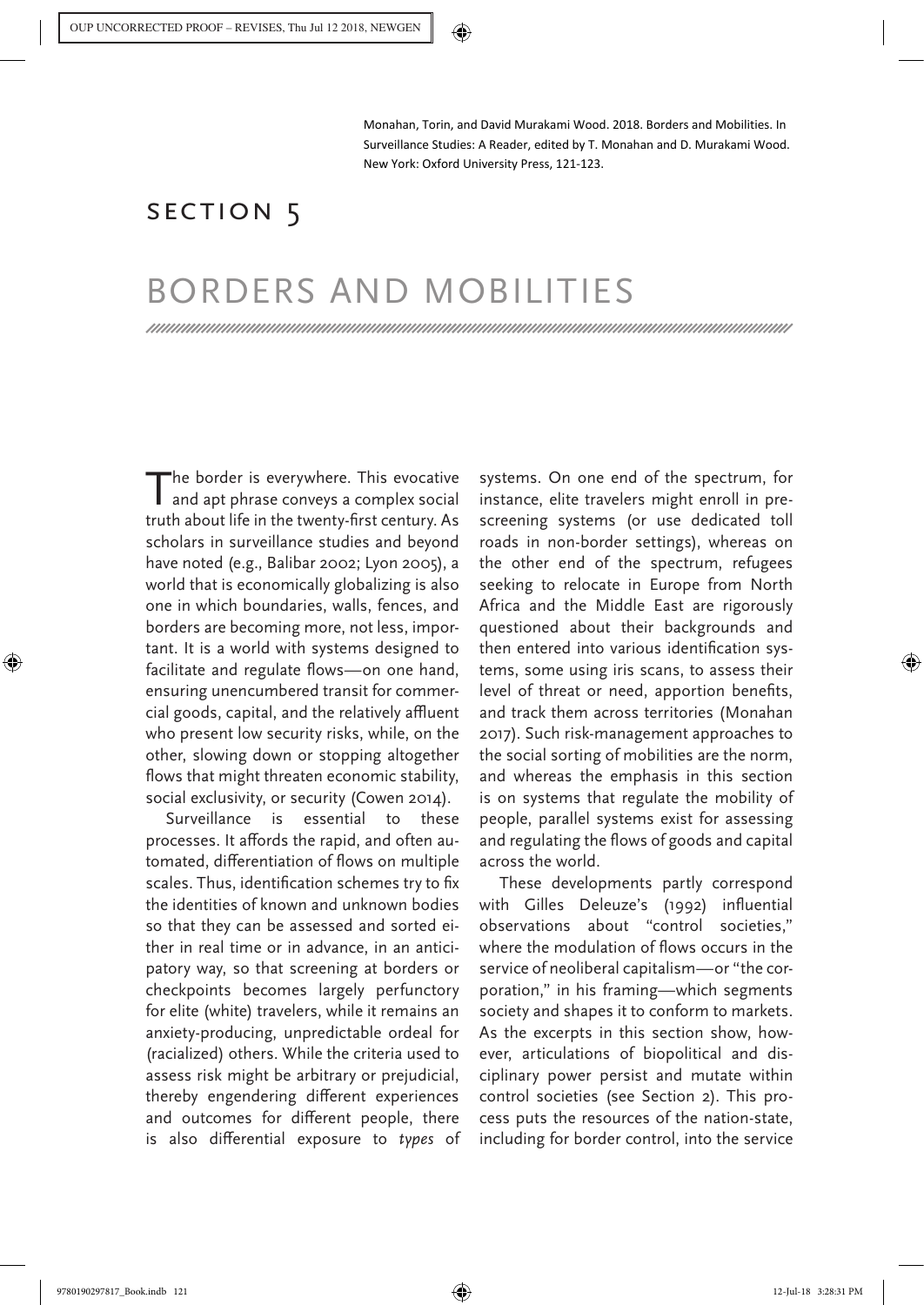Monahan, Torin, and David Murakami Wood. 2018. Borders and Mobilities. In Surveillance Studies: A Reader, edited by T. Monahan and D. Murakami Wood. New York: Oxford University Press, 121-123.

## SECTION 5

# BORDERS AND MOBILITIES

The border is everywhere. This evocative and apt phrase conveys a complex social truth about life in the twenty-first century. As scholars in surveillance studies and beyond have noted (e.g., Balibar 2002; Lyon 2005), a world that is economically globalizing is also one in which boundaries, walls, fences, and borders are becoming more, not less, important. It is a world with systems designed to facilitate and regulate flows—on one hand, ensuring unencumbered transit for commercial goods, capital, and the relatively affluent who present low security risks, while, on the other, slowing down or stopping altogether flows that might threaten economic stability, social exclusivity, or security (Cowen 2014).

Surveillance is essential to these processes. It affords the rapid, and often automated, differentiation of flows on multiple scales. Thus, identification schemes try to fix the identities of known and unknown bodies so that they can be assessed and sorted either in real time or in advance, in an anticipatory way, so that screening at borders or checkpoints becomes largely perfunctory for elite (white) travelers, while it remains an anxiety-producing, unpredictable ordeal for (racialized) others. While the criteria used to assess risk might be arbitrary or prejudicial, thereby engendering different experiences and outcomes for different people, there is also differential exposure to *types* of systems. On one end of the spectrum, for instance, elite travelers might enroll in prescreening systems (or use dedicated toll roads in non-border settings), whereas on the other end of the spectrum, refugees seeking to relocate in Europe from North Africa and the Middle East are rigorously questioned about their backgrounds and then entered into various identification systems, some using iris scans, to assess their level of threat or need, apportion benefits, and track them across territories (Monahan 2017). Such risk-management approaches to the social sorting of mobilities are the norm, and whereas the emphasis in this section is on systems that regulate the mobility of people, parallel systems exist for assessing and regulating the flows of goods and capital across the world.

These developments partly correspond with Gilles Deleuze's (1992) influential observations about "control societies," where the modulation of flows occurs in the service of neoliberal capitalism—or "the corporation," in his framing—which segments society and shapes it to conform to markets. As the excerpts in this section show, however, articulations of biopolitical and disciplinary power persist and mutate within control societies (see Section 2). This process puts the resources of the nation-state, including for border control, into the service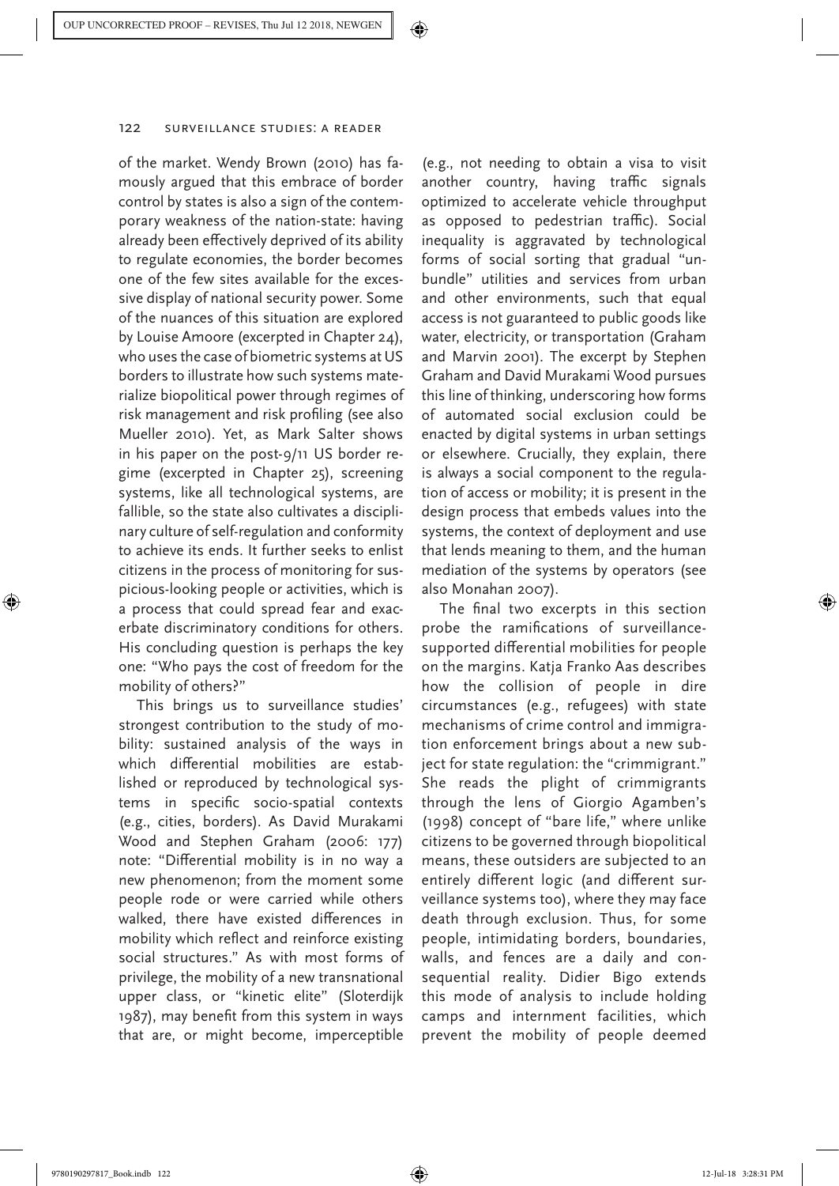of the market. Wendy Brown (2010) has famously argued that this embrace of border control by states is also a sign of the contemporary weakness of the nation-state: having already been effectively deprived of its ability to regulate economies, the border becomes one of the few sites available for the excessive display of national security power. Some of the nuances of this situation are explored by Louise Amoore (excerpted in Chapter 24), who uses the case of biometric systems at US borders to illustrate how such systems materialize biopolitical power through regimes of risk management and risk profiling (see also Mueller 2010). Yet, as Mark Salter shows in his paper on the post-9/11 US border regime (excerpted in Chapter 25), screening systems, like all technological systems, are fallible, so the state also cultivates a disciplinary culture of self-regulation and conformity to achieve its ends. It further seeks to enlist citizens in the process of monitoring for suspicious-looking people or activities, which is a process that could spread fear and exacerbate discriminatory conditions for others. His concluding question is perhaps the key one: "Who pays the cost of freedom for the mobility of others?"

This brings us to surveillance studies' strongest contribution to the study of mobility: sustained analysis of the ways in which differential mobilities are established or reproduced by technological systems in specific socio-spatial contexts (e.g., cities, borders). As David Murakami Wood and Stephen Graham (2006: 177) note: "Differential mobility is in no way a new phenomenon; from the moment some people rode or were carried while others walked, there have existed differences in mobility which reflect and reinforce existing social structures." As with most forms of privilege, the mobility of a new transnational upper class, or "kinetic elite" (Sloterdijk 1987), may benefit from this system in ways that are, or might become, imperceptible (e.g., not needing to obtain a visa to visit another country, having traffic signals optimized to accelerate vehicle throughput as opposed to pedestrian traffic). Social inequality is aggravated by technological forms of social sorting that gradual "unbundle" utilities and services from urban and other environments, such that equal access is not guaranteed to public goods like water, electricity, or transportation (Graham and Marvin 2001). The excerpt by Stephen Graham and David Murakami Wood pursues this line of thinking, underscoring how forms of automated social exclusion could be enacted by digital systems in urban settings or elsewhere. Crucially, they explain, there is always a social component to the regulation of access or mobility; it is present in the design process that embeds values into the systems, the context of deployment and use that lends meaning to them, and the human mediation of the systems by operators (see also Monahan 2007).

The final two excerpts in this section probe the ramifications of surveillance-supported differential mobilities for people on the margins. Katja Franko Aas describes how the collision of people in dire circumstances (e.g., refugees) with state mechanisms of crime control and immigration enforcement brings about a new subject for state regulation: the "crimmigrant." She reads the plight of crimmigrants through the lens of Giorgio Agamben's (1998) concept of "bare life," where unlike citizens to be governed through biopolitical means, these outsiders are subjected to an entirely different logic (and different surveillance systems too), where they may face death through exclusion. Thus, for some people, intimidating borders, boundaries, walls, and fences are a daily and consequential reality. Didier Bigo extends this mode of analysis to include holding camps and internment facilities, which prevent the mobility of people deemed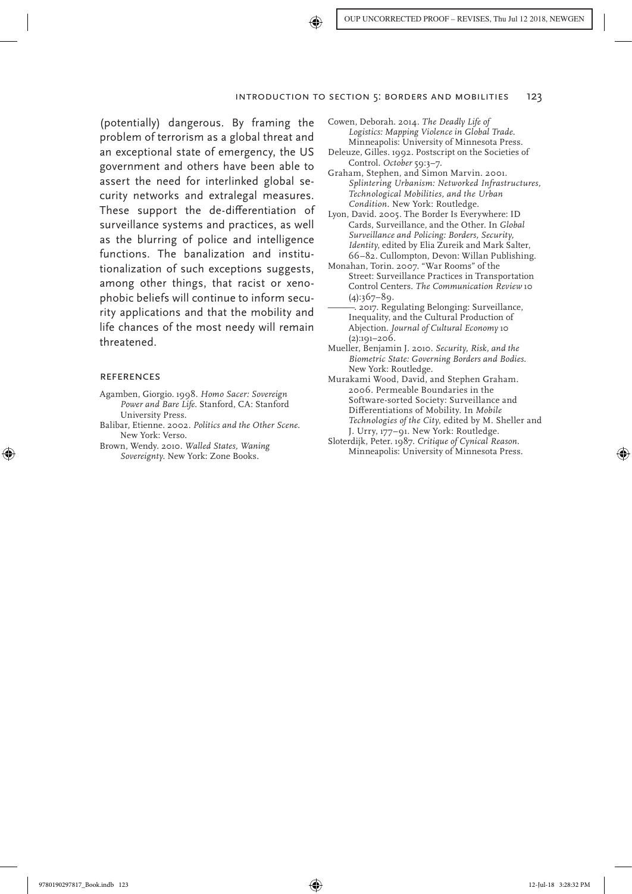(potentially) dangerous. By framing the problem of terrorism as a global threat and an exceptional state of emergency, the US government and others have been able to assert the need for interlinked global security networks and extralegal measures. These support the de-differentiation of surveillance systems and practices, as well as the blurring of police and intelligence functions. The banalization and institutionalization of such exceptions suggests, among other things, that racist or xenophobic beliefs will continue to inform security applications and that the mobility and life chances of the most needy will remain threatened.

## References

Agamben, Giorgio. 1998. *Homo Sacer: Sovereign Power and Bare Life*. Stanford, CA: Stanford University Press.

Balibar, Etienne. 2002. *Politics and the Other Scene*. New York: Verso.

Brown, Wendy. 2010. *Walled States, Waning Sovereignty*. New York: Zone Books.

Cowen, Deborah. 2014. *The Deadly Life of Logistics: Mapping Violence in Global Trade*. Minneapolis: University of Minnesota Press.

Deleuze, Gilles. 1992. Postscript on the Societies of Control. *October* 59:3–7.

Graham, Stephen, and Simon Marvin. 2001. *Splintering Urbanism: Networked Infrastructures, Technological Mobilities, and the Urban Condition*. New York: Routledge.

Lyon, David. 2005. The Border Is Everywhere: ID Cards, Surveillance, and the Other. In *Global Surveillance and Policing: Borders, Security, Identity*, edited by Elia Zureik and Mark Salter, 66–82. Cullompton, Devon: Willan Publishing.

Monahan, Torin. 2007. "War Rooms" of the Street: Surveillance Practices in Transportation Control Centers. *The Communication Review* 10 (4):367–89.

———. 2017. Regulating Belonging: Surveillance, Inequality, and the Cultural Production of Abjection. *Journal of Cultural Economy* 10 (2):191–206.

Mueller, Benjamin J. 2010. *Security, Risk, and the Biometric State: Governing Borders and Bodies*. New York: Routledge.

Murakami Wood, David, and Stephen Graham. 2006. Permeable Boundaries in the Software-sorted Society: Surveillance and Differentiations of Mobility. In *Mobile Technologies of the City*, edited by M. Sheller and J. Urry, 177–91. New York: Routledge.

Sloterdijk, Peter. 1987. *Critique of Cynical Reason*. Minneapolis: University of Minnesota Press.